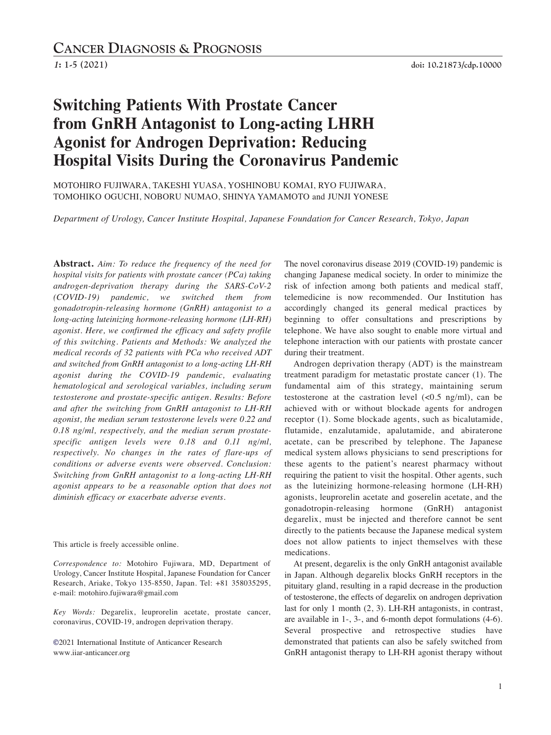# Switching Patients With Prostate Cancer from GnRH Antagonist to Long-acting LHRH Agonist for Androgen Deprivation: Reducing Hospital Visits During the Coronavirus Pandemic

MOTOHIRO FUJIWARA, TAKESHI YUASA, YOSHINOBU KOMAI, RYO FUJIWARA, TOMOHIKO OGUCHI, NOBORU NUMAO, SHINYA YAMAMOTO and JUNJI YONESE

*Department of Urology, Cancer Institute Hospital, Japanese Foundation for Cancer Research, Tokyo, Japan*

**Abstract.** *Aim: To reduce the frequency of the need for hospital visits for patients with prostate cancer (PCa) taking androgen-deprivation therapy during the SARS-CoV-2 (COVID-19) pandemic, we switched them from gonadotropin-releasing hormone (GnRH) antagonist to a long-acting luteinizing hormone-releasing hormone (LH-RH) agonist. Here, we confirmed the efficacy and safety profile of this switching. Patients and Methods: We analyzed the medical records of 32 patients with PCa who received ADT and switched from GnRH antagonist to a long-acting LH-RH agonist during the COVID-19 pandemic, evaluating hematological and serological variables, including serum testosterone and prostate-specific antigen. Results: Before and after the switching from GnRH antagonist to LH-RH agonist, the median serum testosterone levels were 0.22 and 0.18 ng/ml, respectively, and the median serum prostate-specific antigen levels were 0.18 and 0.11 ng/ml, respectively. No changes in the rates of flare-ups of conditions or adverse events were observed. Conclusion: Switching from GnRH antagonist to a long-acting LH-RH agonist appears to be a reasonable option that does not diminish efficacy or exacerbate adverse events.*

This article is freely accessible online.

*Correspondence to:* Motohiro Fujiwara, MD, Department of Urology, Cancer Institute Hospital, Japanese Foundation for Cancer Research, Ariake, Tokyo 135-8550, Japan. Tel: +81 358035295, e-mail: motohiro.fujiwara@gmail.com

*Key Words:* Degarelix, leuprorelin acetate, prostate cancer, coronavirus, COVID-19, androgen deprivation therapy.

©2021 International Institute of Anticancer Research
www.iiar-anticancer.org

The novel coronavirus disease 2019 (COVID-19) pandemic is changing Japanese medical society. In order to minimize the risk of infection among both patients and medical staff, telemedicine is now recommended. Our Institution has accordingly changed its general medical practices by beginning to offer consultations and prescriptions by telephone. We have also sought to enable more virtual and telephone interaction with our patients with prostate cancer during their treatment.

Androgen deprivation therapy (ADT) is the mainstream treatment paradigm for metastatic prostate cancer (1). The fundamental aim of this strategy, maintaining serum testosterone at the castration level (<0.5 ng/ml), can be achieved with or without blockade agents for androgen receptor (1). Some blockade agents, such as bicalutamide, flutamide, enzalutamide, apalutamide, and abiraterone acetate, can be prescribed by telephone. The Japanese medical system allows physicians to send prescriptions for these agents to the patient's nearest pharmacy without requiring the patient to visit the hospital. Other agents, such as the luteinizing hormone-releasing hormone (LH-RH) agonists, leuprorelin acetate and goserelin acetate, and the gonadotropin-releasing hormone (GnRH) antagonist degarelix, must be injected and therefore cannot be sent directly to the patients because the Japanese medical system does not allow patients to inject themselves with these medications.

At present, degarelix is the only GnRH antagonist available in Japan. Although degarelix blocks GnRH receptors in the pituitary gland, resulting in a rapid decrease in the production of testosterone, the effects of degarelix on androgen deprivation last for only 1 month (2, 3). LH-RH antagonists, in contrast, are available in 1-, 3-, and 6-month depot formulations (4-6). Several prospective and retrospective studies have demonstrated that patients can also be safely switched from GnRH antagonist therapy to LH-RH agonist therapy without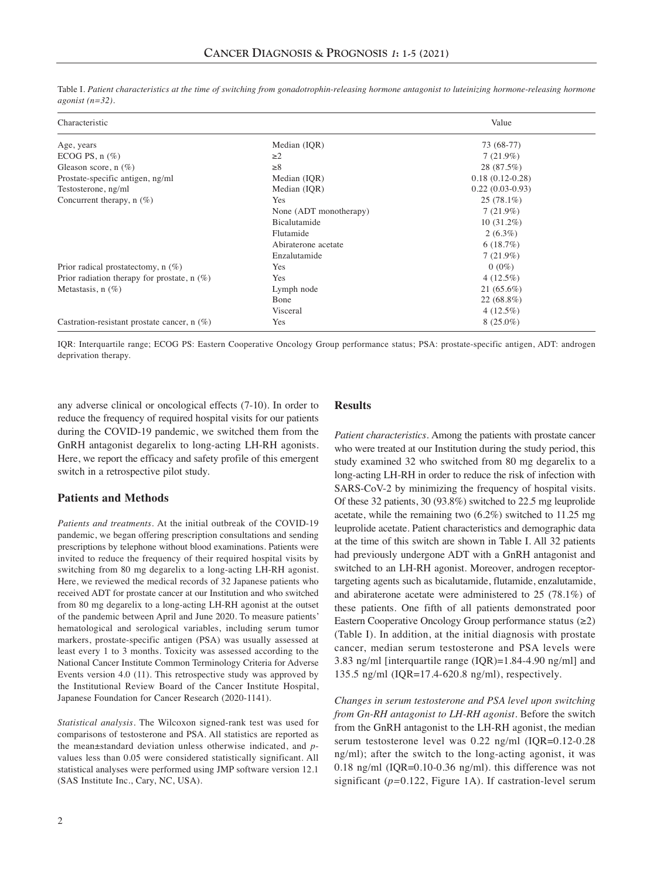Table I. *Patient characteristics at the time of switching from gonadotrophin-releasing hormone antagonist to luteinizing hormone-releasing hormone agonist (n=32).*

| Characteristic | | Value |
|---|---|---|
| Age, years | Median (IQR) | 73 (68-77) |
| ECOG PS, n (%) | ≥2 | 7 (21.9%) |
| Gleason score, n (%) | ≥8 | 28 (87.5%) |
| Prostate-specific antigen, ng/ml | Median (IQR) | 0.18 (0.12-0.28) |
| Testosterone, ng/ml | Median (IQR) | 0.22 (0.03-0.93) |
| Concurrent therapy, n (%) | Yes | 25 (78.1%) |
| | None (ADT monotherapy) | 7 (21.9%) |
| | Bicalutamide | 10 (31.2%) |
| | Flutamide | 2 (6.3%) |
| | Abiraterone acetate | 6 (18.7%) |
| | Enzalutamide | 7 (21.9%) |
| Prior radical prostatectomy, n (%) | Yes | 0 (0%) |
| Prior radiation therapy for prostate, n (%) | Yes | 4 (12.5%) |
| Metastasis, n (%) | Lymph node | 21 (65.6%) |
| | Bone | 22 (68.8%) |
| | Visceral | 4 (12.5%) |
| Castration-resistant prostate cancer, n (%) | Yes | 8 (25.0%) |

IQR: Interquartile range; ECOG PS: Eastern Cooperative Oncology Group performance status; PSA: prostate-specific antigen, ADT: androgen deprivation therapy.

any adverse clinical or oncological effects (7-10). In order to reduce the frequency of required hospital visits for our patients during the COVID-19 pandemic, we switched them from the GnRH antagonist degarelix to long-acting LH-RH agonists. Here, we report the efficacy and safety profile of this emergent switch in a retrospective pilot study.

## Patients and Methods

*Patients and treatments.* At the initial outbreak of the COVID-19 pandemic, we began offering prescription consultations and sending prescriptions by telephone without blood examinations. Patients were invited to reduce the frequency of their required hospital visits by switching from 80 mg degarelix to a long-acting LH-RH agonist. Here, we reviewed the medical records of 32 Japanese patients who received ADT for prostate cancer at our Institution and who switched from 80 mg degarelix to a long-acting LH-RH agonist at the outset of the pandemic between April and June 2020. To measure patients' hematological and serological variables, including serum tumor markers, prostate-specific antigen (PSA) was usually assessed at least every 1 to 3 months. Toxicity was assessed according to the National Cancer Institute Common Terminology Criteria for Adverse Events version 4.0 (11). This retrospective study was approved by the Institutional Review Board of the Cancer Institute Hospital, Japanese Foundation for Cancer Research (2020-1141).

*Statistical analysis.* The Wilcoxon signed-rank test was used for comparisons of testosterone and PSA. All statistics are reported as the mean±standard deviation unless otherwise indicated, and $p$-values less than 0.05 were considered statistically significant. All statistical analyses were performed using JMP software version 12.1 (SAS Institute Inc., Cary, NC, USA).

## Results

*Patient characteristics.* Among the patients with prostate cancer who were treated at our Institution during the study period, this study examined 32 who switched from 80 mg degarelix to a long-acting LH-RH in order to reduce the risk of infection with SARS-CoV-2 by minimizing the frequency of hospital visits. Of these 32 patients, 30 (93.8%) switched to 22.5 mg leuprolide acetate, while the remaining two (6.2%) switched to 11.25 mg leuprolide acetate. Patient characteristics and demographic data at the time of this switch are shown in Table I. All 32 patients had previously undergone ADT with a GnRH antagonist and switched to an LH-RH agonist. Moreover, androgen receptor-targeting agents such as bicalutamide, flutamide, enzalutamide, and abiraterone acetate were administered to 25 (78.1%) of these patients. One fifth of all patients demonstrated poor Eastern Cooperative Oncology Group performance status (≥2) (Table I). In addition, at the initial diagnosis with prostate cancer, median serum testosterone and PSA levels were 3.83 ng/ml [interquartile range (IQR)=1.84-4.90 ng/ml] and 135.5 ng/ml (IQR=17.4-620.8 ng/ml), respectively.

*Changes in serum testosterone and PSA level upon switching from Gn-RH antagonist to LH-RH agonist.* Before the switch from the GnRH antagonist to the LH-RH agonist, the median serum testosterone level was 0.22 ng/ml (IQR=0.12-0.28 ng/ml); after the switch to the long-acting agonist, it was 0.18 ng/ml (IQR=0.10-0.36 ng/ml). this difference was not significant ($p$=0.122, Figure 1A). If castration-level serum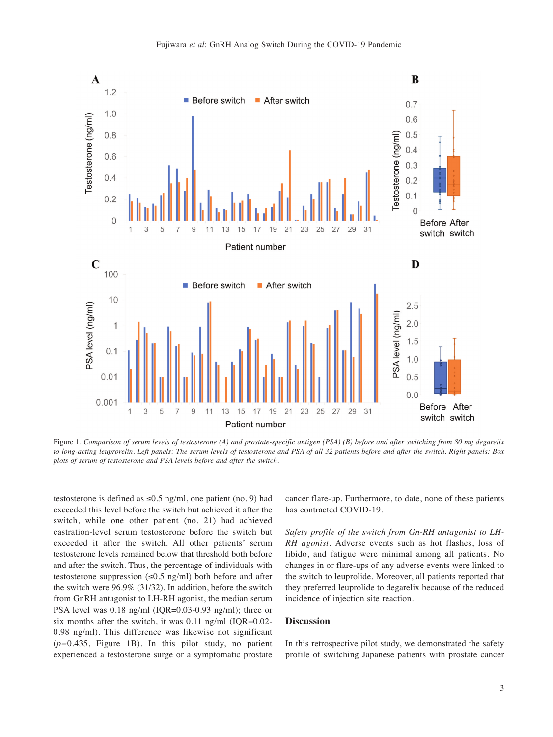Figure 1. *Comparison of serum levels of testosterone (A) and prostate-specific antigen (PSA) (B) before and after switching from 80 mg degarelix to long-acting leuprorelin. Left panels: The serum levels of testosterone and PSA of all 32 patients before and after the switch. Right panels: Box plots of serum of testosterone and PSA levels before and after the switch.*

testosterone is defined as ≤0.5 ng/ml, one patient (no. 9) had exceeded this level before the switch but achieved it after the switch, while one other patient (no. 21) had achieved castration-level serum testosterone before the switch but exceeded it after the switch. All other patients' serum testosterone levels remained below that threshold both before and after the switch. Thus, the percentage of individuals with testosterone suppression (≤0.5 ng/ml) both before and after the switch were 96.9% (31/32). In addition, before the switch from GnRH antagonist to LH-RH agonist, the median serum PSA level was 0.18 ng/ml (IQR=0.03-0.93 ng/ml); three or six months after the switch, it was 0.11 ng/ml (IQR=0.02-0.98 ng/ml). This difference was likewise not significant ($p$=0.435, Figure 1B). In this pilot study, no patient experienced a testosterone surge or a symptomatic prostate cancer flare-up. Furthermore, to date, none of these patients has contracted COVID-19.

*Safety profile of the switch from Gn-RH antagonist to LH-RH agonist*. Adverse events such as hot flashes, loss of libido, and fatigue were minimal among all patients. No changes in or flare-ups of any adverse events were linked to the switch to leuprolide. Moreover, all patients reported that they preferred leuprolide to degarelix because of the reduced incidence of injection site reaction.

## Discussion

In this retrospective pilot study, we demonstrated the safety profile of switching Japanese patients with prostate cancer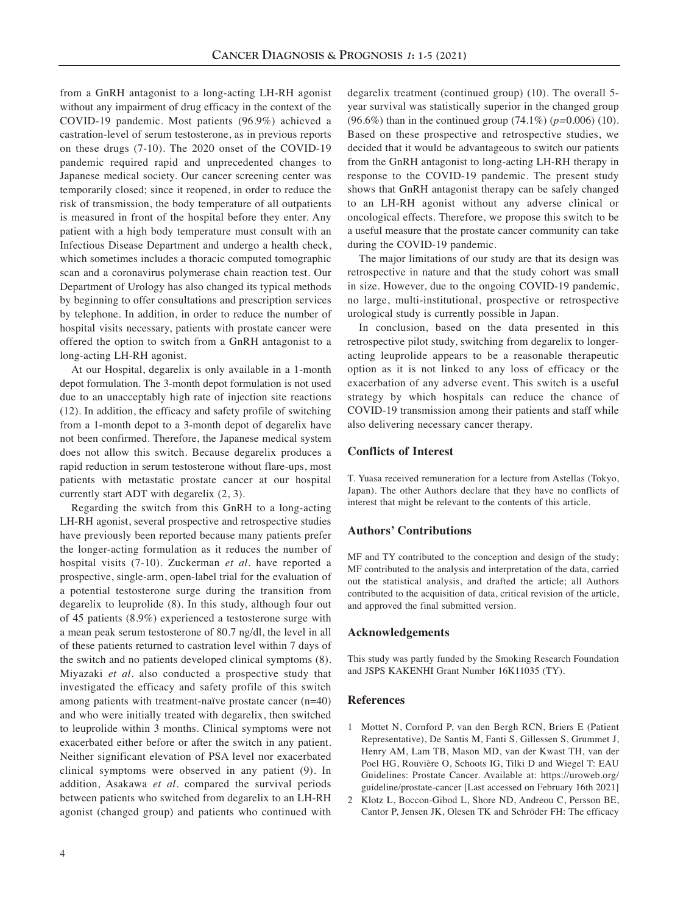from a GnRH antagonist to a long-acting LH-RH agonist without any impairment of drug efficacy in the context of the COVID-19 pandemic. Most patients (96.9%) achieved a castration-level of serum testosterone, as in previous reports on these drugs (7-10). The 2020 onset of the COVID-19 pandemic required rapid and unprecedented changes to Japanese medical society. Our cancer screening center was temporarily closed; since it reopened, in order to reduce the risk of transmission, the body temperature of all outpatients is measured in front of the hospital before they enter. Any patient with a high body temperature must consult with an Infectious Disease Department and undergo a health check, which sometimes includes a thoracic computed tomographic scan and a coronavirus polymerase chain reaction test. Our Department of Urology has also changed its typical methods by beginning to offer consultations and prescription services by telephone. In addition, in order to reduce the number of hospital visits necessary, patients with prostate cancer were offered the option to switch from a GnRH antagonist to a long-acting LH-RH agonist.

At our Hospital, degarelix is only available in a 1-month depot formulation. The 3-month depot formulation is not used due to an unacceptably high rate of injection site reactions (12). In addition, the efficacy and safety profile of switching from a 1-month depot to a 3-month depot of degarelix have not been confirmed. Therefore, the Japanese medical system does not allow this switch. Because degarelix produces a rapid reduction in serum testosterone without flare-ups, most patients with metastatic prostate cancer at our hospital currently start ADT with degarelix (2, 3).

Regarding the switch from this GnRH to a long-acting LH-RH agonist, several prospective and retrospective studies have previously been reported because many patients prefer the longer-acting formulation as it reduces the number of hospital visits (7-10). Zuckerman *et al.* have reported a prospective, single-arm, open-label trial for the evaluation of a potential testosterone surge during the transition from degarelix to leuprolide (8). In this study, although four out of 45 patients (8.9%) experienced a testosterone surge with a mean peak serum testosterone of 80.7 ng/dl, the level in all of these patients returned to castration level within 7 days of the switch and no patients developed clinical symptoms (8). Miyazaki *et al.* also conducted a prospective study that investigated the efficacy and safety profile of this switch among patients with treatment-naïve prostate cancer (n=40) and who were initially treated with degarelix, then switched to leuprolide within 3 months. Clinical symptoms were not exacerbated either before or after the switch in any patient. Neither significant elevation of PSA level nor exacerbated clinical symptoms were observed in any patient (9). In addition, Asakawa *et al.* compared the survival periods between patients who switched from degarelix to an LH-RH agonist (changed group) and patients who continued with degarelix treatment (continued group) (10). The overall 5-year survival was statistically superior in the changed group (96.6%) than in the continued group (74.1%) ($p=0.006$) (10). Based on these prospective and retrospective studies, we decided that it would be advantageous to switch our patients from the GnRH antagonist to long-acting LH-RH therapy in response to the COVID-19 pandemic. The present study shows that GnRH antagonist therapy can be safely changed to an LH-RH agonist without any adverse clinical or oncological effects. Therefore, we propose this switch to be a useful measure that the prostate cancer community can take during the COVID-19 pandemic.

The major limitations of our study are that its design was retrospective in nature and that the study cohort was small in size. However, due to the ongoing COVID-19 pandemic, no large, multi-institutional, prospective or retrospective urological study is currently possible in Japan.

In conclusion, based on the data presented in this retrospective pilot study, switching from degarelix to longer-acting leuprolide appears to be a reasonable therapeutic option as it is not linked to any loss of efficacy or the exacerbation of any adverse event. This switch is a useful strategy by which hospitals can reduce the chance of COVID-19 transmission among their patients and staff while also delivering necessary cancer therapy.

## Conflicts of Interest

T. Yuasa received remuneration for a lecture from Astellas (Tokyo, Japan). The other Authors declare that they have no conflicts of interest that might be relevant to the contents of this article.

## Authors' Contributions

MF and TY contributed to the conception and design of the study; MF contributed to the analysis and interpretation of the data, carried out the statistical analysis, and drafted the article; all Authors contributed to the acquisition of data, critical revision of the article, and approved the final submitted version.

## Acknowledgements

This study was partly funded by the Smoking Research Foundation and JSPS KAKENHI Grant Number 16K11035 (TY).

## References

1. Mottet N, Cornford P, van den Bergh RCN, Briers E (Patient Representative), De Santis M, Fanti S, Gillessen S, Grummet J, Henry AM, Lam TB, Mason MD, van der Kwast TH, van der Poel HG, Rouvière O, Schoots IG, Tilki D and Wiegel T: EAU Guidelines: Prostate Cancer. Available at: https://uroweb.org/guideline/prostate-cancer [Last accessed on February 16th 2021]
2. Klotz L, Boccon-Gibod L, Shore ND, Andreou C, Persson BE, Cantor P, Jensen JK, Olesen TK and Schröder FH: The efficacy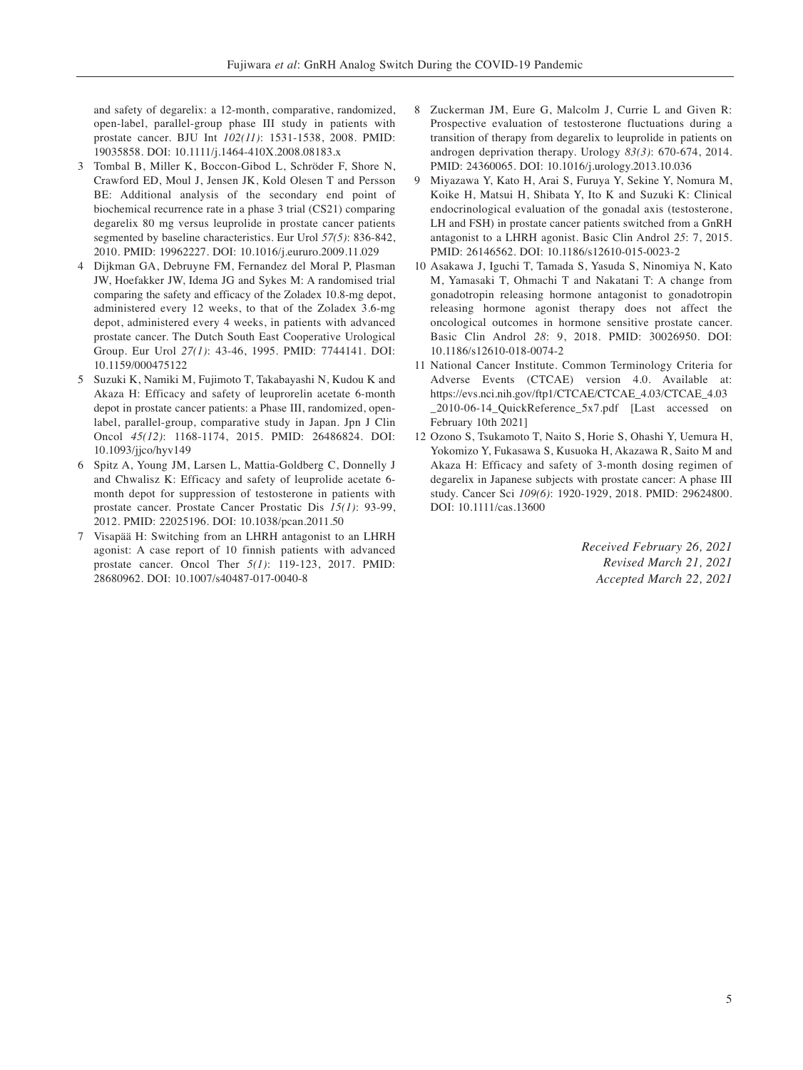and safety of degarelix: a 12-month, comparative, randomized, open-label, parallel-group phase III study in patients with prostate cancer. BJU Int *102(11)*: 1531-1538, 2008. PMID: 19035858. DOI: 10.1111/j.1464-410X.2008.08183.x

3 Tombal B, Miller K, Boccon-Gibod L, Schröder F, Shore N, Crawford ED, Moul J, Jensen JK, Kold Olesen T and Persson BE: Additional analysis of the secondary end point of biochemical recurrence rate in a phase 3 trial (CS21) comparing degarelix 80 mg versus leuprolide in prostate cancer patients segmented by baseline characteristics. Eur Urol *57(5)*: 836-842, 2010. PMID: 19962227. DOI: 10.1016/j.eururo.2009.11.029

4 Dijkman GA, Debruyne FM, Fernandez del Moral P, Plasman JW, Hoefakker JW, Idema JG and Sykes M: A randomised trial comparing the safety and efficacy of the Zoladex 10.8-mg depot, administered every 12 weeks, to that of the Zoladex 3.6-mg depot, administered every 4 weeks, in patients with advanced prostate cancer. The Dutch South East Cooperative Urological Group. Eur Urol *27(1)*: 43-46, 1995. PMID: 7744141. DOI: 10.1159/000475122

5 Suzuki K, Namiki M, Fujimoto T, Takabayashi N, Kudou K and Akaza H: Efficacy and safety of leuprorelin acetate 6-month depot in prostate cancer patients: a Phase III, randomized, open-label, parallel-group, comparative study in Japan. Jpn J Clin Oncol *45(12)*: 1168-1174, 2015. PMID: 26486824. DOI: 10.1093/jjco/hyv149

6 Spitz A, Young JM, Larsen L, Mattia-Goldberg C, Donnelly J and Chwalisz K: Efficacy and safety of leuprolide acetate 6-month depot for suppression of testosterone in patients with prostate cancer. Prostate Cancer Prostatic Dis *15(1)*: 93-99, 2012. PMID: 22025196. DOI: 10.1038/pcan.2011.50

7 Visapää H: Switching from an LHRH antagonist to an LHRH agonist: A case report of 10 finnish patients with advanced prostate cancer. Oncol Ther *5(1)*: 119-123, 2017. PMID: 28680962. DOI: 10.1007/s40487-017-0040-8

8 Zuckerman JM, Eure G, Malcolm J, Currie L and Given R: Prospective evaluation of testosterone fluctuations during a transition of therapy from degarelix to leuprolide in patients on androgen deprivation therapy. Urology *83(3)*: 670-674, 2014. PMID: 24360065. DOI: 10.1016/j.urology.2013.10.036

9 Miyazawa Y, Kato H, Arai S, Furuya Y, Sekine Y, Nomura M, Koike H, Matsui H, Shibata Y, Ito K and Suzuki K: Clinical endocrinological evaluation of the gonadal axis (testosterone, LH and FSH) in prostate cancer patients switched from a GnRH antagonist to a LHRH agonist. Basic Clin Androl *25*: 7, 2015. PMID: 26146562. DOI: 10.1186/s12610-015-0023-2

10 Asakawa J, Iguchi T, Tamada S, Yasuda S, Ninomiya N, Kato M, Yamasaki T, Ohmachi T and Nakatani T: A change from gonadotropin releasing hormone antagonist to gonadotropin releasing hormone agonist therapy does not affect the oncological outcomes in hormone sensitive prostate cancer. Basic Clin Androl *28*: 9, 2018. PMID: 30026950. DOI: 10.1186/s12610-018-0074-2

11 National Cancer Institute. Common Terminology Criteria for Adverse Events (CTCAE) version 4.0. Available at: https://evs.nci.nih.gov/ftp1/CTCAE/CTCAE_4.03/CTCAE_4.03_2010-06-14_QuickReference_5x7.pdf [Last accessed on February 10th 2021]

12 Ozono S, Tsukamoto T, Naito S, Horie S, Ohashi Y, Uemura H, Yokomizo Y, Fukasawa S, Kusuoka H, Akazawa R, Saito M and Akaza H: Efficacy and safety of 3-month dosing regimen of degarelix in Japanese subjects with prostate cancer: A phase III study. Cancer Sci *109(6)*: 1920-1929, 2018. PMID: 29624800. DOI: 10.1111/cas.13600

*Received February 26, 2021*
*Revised March 21, 2021*
*Accepted March 22, 2021*